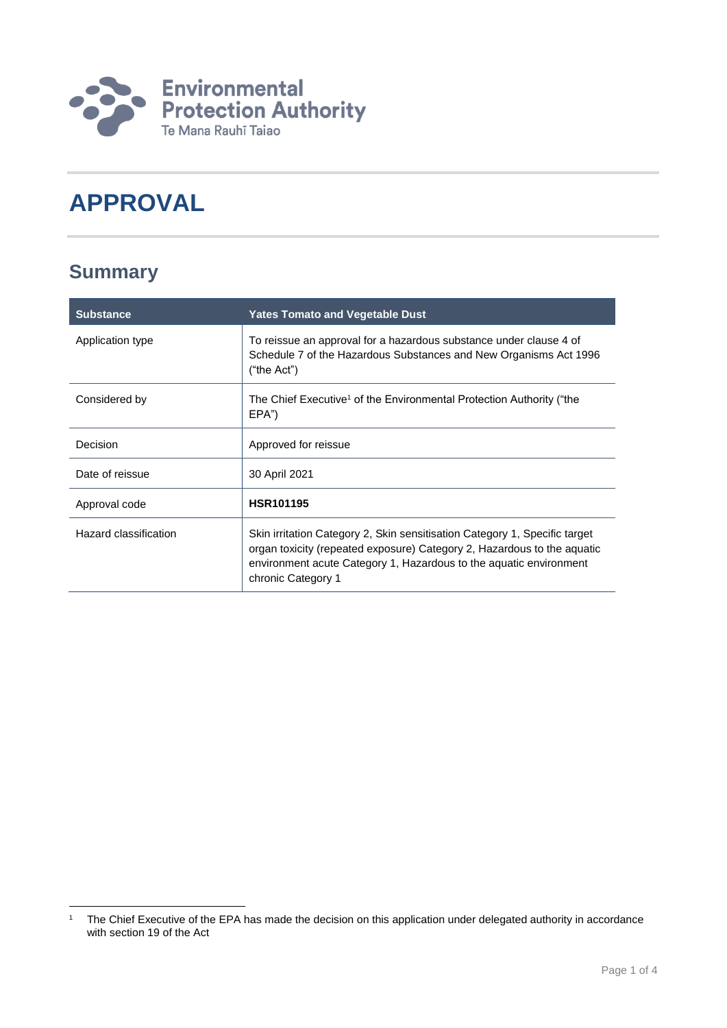# APPROVAL

## Summary

| Substance | Yates Tomato and Vegetable Dust |
|---|---|
| Application type | To reissue an approval for a hazardous substance under clause 4 of Schedule 7 of the Hazardous Substances and New Organisms Act 1996 ("the Act") |
| Considered by | The Chief Executive[1] of the Environmental Protection Authority ("the EPA") |
| Decision | Approved for reissue |
| Date of reissue | 30 April 2021 |
| Approval code | **HSR101195** |
| Hazard classification | Skin irritation Category 2, Skin sensitisation Category 1, Specific target organ toxicity (repeated exposure) Category 2, Hazardous to the aquatic environment acute Category 1, Hazardous to the aquatic environment chronic Category 1 |

[1] The Chief Executive of the EPA has made the decision on this application under delegated authority in accordance with section 19 of the Act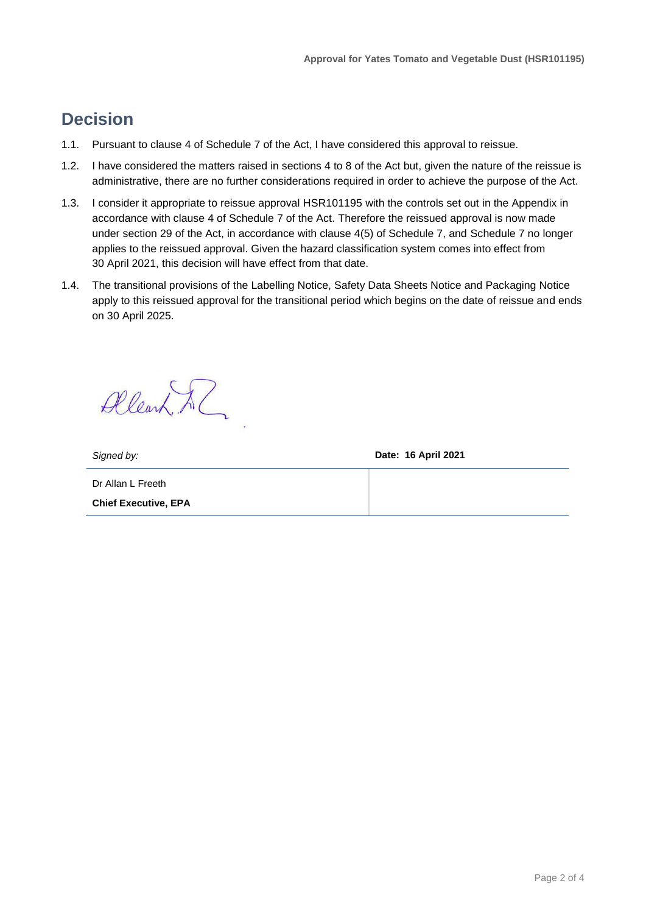# Decision

1.1. Pursuant to clause 4 of Schedule 7 of the Act, I have considered this approval to reissue.

1.2. I have considered the matters raised in sections 4 to 8 of the Act but, given the nature of the reissue is administrative, there are no further considerations required in order to achieve the purpose of the Act.

1.3. I consider it appropriate to reissue approval HSR101195 with the controls set out in the Appendix in accordance with clause 4 of Schedule 7 of the Act. Therefore the reissued approval is now made under section 29 of the Act, in accordance with clause 4(5) of Schedule 7, and Schedule 7 no longer applies to the reissued approval. Given the hazard classification system comes into effect from 30 April 2021, this decision will have effect from that date.

1.4. The transitional provisions of the Labelling Notice, Safety Data Sheets Notice and Packaging Notice apply to this reissued approval for the transitional period which begins on the date of reissue and ends on 30 April 2025.

| *Signed by:* | **Date: 16 April 2021** |
| --- | --- |
| Dr Allan L Freeth<br>**Chief Executive, EPA** | |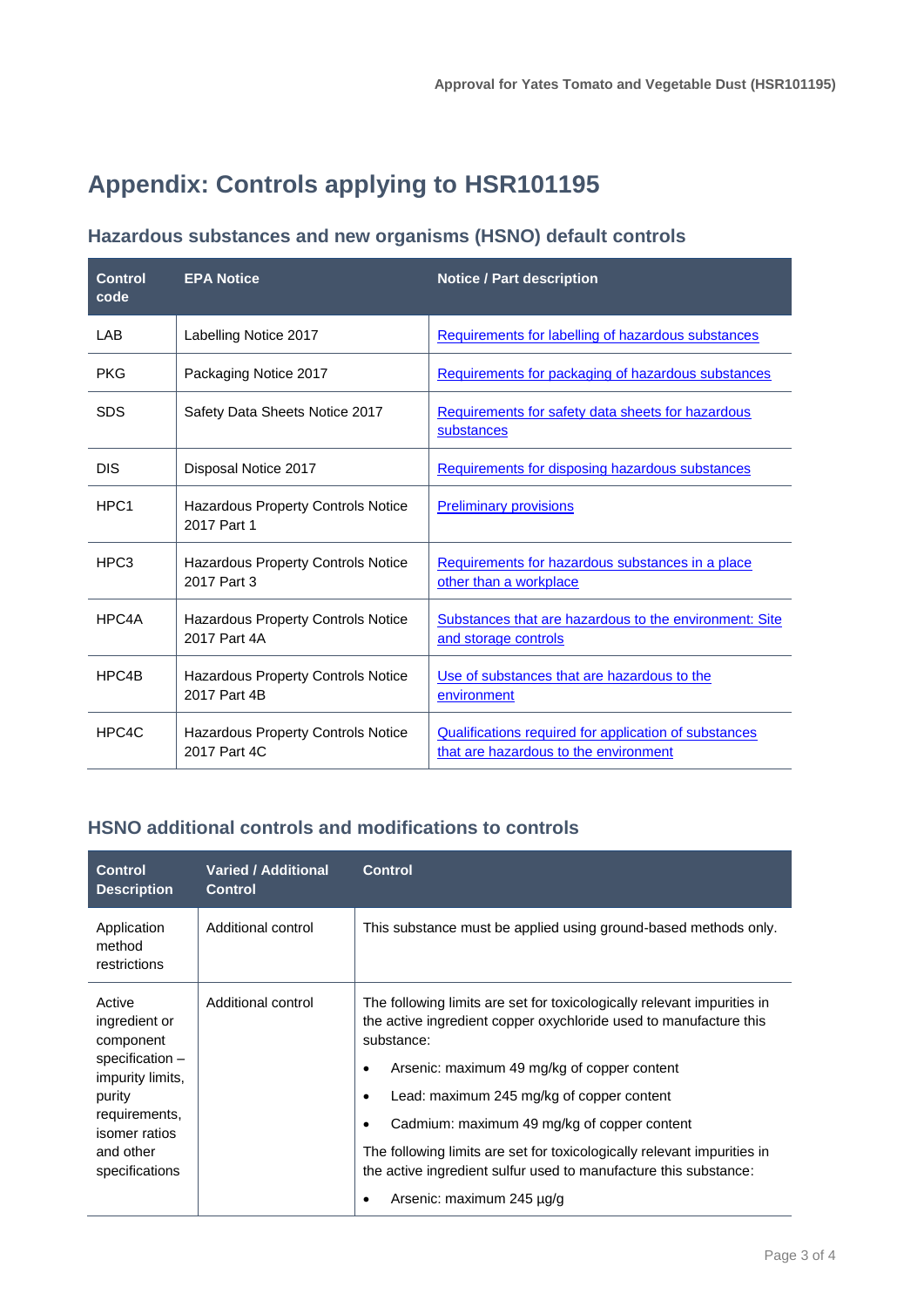# Appendix: Controls applying to HSR101195

## Hazardous substances and new organisms (HSNO) default controls

| Control code | EPA Notice | Notice / Part description |
| --- | --- | --- |
| LAB | Labelling Notice 2017 | Requirements for labelling of hazardous substances |
| PKG | Packaging Notice 2017 | Requirements for packaging of hazardous substances |
| SDS | Safety Data Sheets Notice 2017 | Requirements for safety data sheets for hazardous substances |
| DIS | Disposal Notice 2017 | Requirements for disposing hazardous substances |
| HPC1 | Hazardous Property Controls Notice 2017 Part 1 | Preliminary provisions |
| HPC3 | Hazardous Property Controls Notice 2017 Part 3 | Requirements for hazardous substances in a place other than a workplace |
| HPC4A | Hazardous Property Controls Notice 2017 Part 4A | Substances that are hazardous to the environment: Site and storage controls |
| HPC4B | Hazardous Property Controls Notice 2017 Part 4B | Use of substances that are hazardous to the environment |
| HPC4C | Hazardous Property Controls Notice 2017 Part 4C | Qualifications required for application of substances that are hazardous to the environment |

## HSNO additional controls and modifications to controls

| Control Description | Varied / Additional Control | Control |
| --- | --- | --- |
| Application method restrictions | Additional control | This substance must be applied using ground-based methods only. |
| Active ingredient or component specification – impurity limits, purity requirements, isomer ratios and other specifications | Additional control | The following limits are set for toxicologically relevant impurities in the active ingredient copper oxychloride used to manufacture this substance:<br>• Arsenic: maximum 49 mg/kg of copper content<br>• Lead: maximum 245 mg/kg of copper content<br>• Cadmium: maximum 49 mg/kg of copper content<br>The following limits are set for toxicologically relevant impurities in the active ingredient sulfur used to manufacture this substance:<br>• Arsenic: maximum 245 µg/g |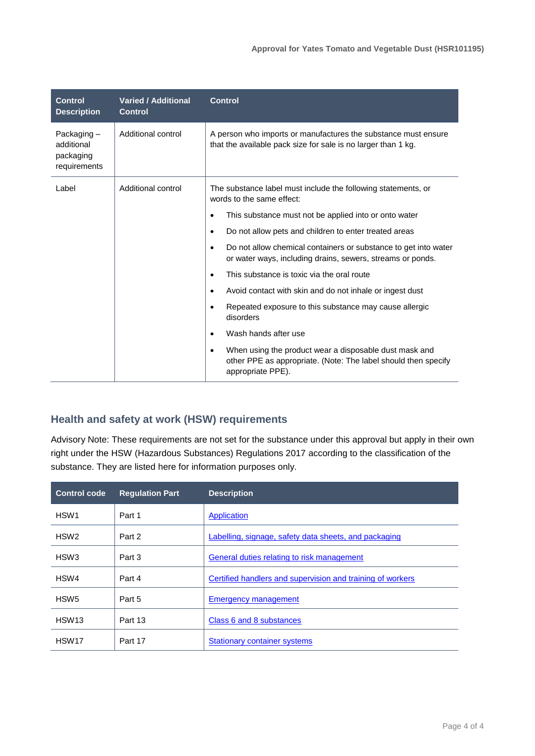| Control Description | Varied / Additional Control | Control |
|---|---|---|
| Packaging – additional packaging requirements | Additional control | A person who imports or manufactures the substance must ensure that the available pack size for sale is no larger than 1 kg. |
| Label | Additional control | The substance label must include the following statements, or words to the same effect:<br>• This substance must not be applied into or onto water<br>• Do not allow pets and children to enter treated areas<br>• Do not allow chemical containers or substance to get into water or water ways, including drains, sewers, streams or ponds.<br>• This substance is toxic via the oral route<br>• Avoid contact with skin and do not inhale or ingest dust<br>• Repeated exposure to this substance may cause allergic disorders<br>• Wash hands after use<br>• When using the product wear a disposable dust mask and other PPE as appropriate. (Note: The label should then specify appropriate PPE). |

## Health and safety at work (HSW) requirements

Advisory Note: These requirements are not set for the substance under this approval but apply in their own right under the HSW (Hazardous Substances) Regulations 2017 according to the classification of the substance. They are listed here for information purposes only.

| Control code | Regulation Part | Description |
|---|---|---|
| HSW1 | Part 1 | Application |
| HSW2 | Part 2 | Labelling, signage, safety data sheets, and packaging |
| HSW3 | Part 3 | General duties relating to risk management |
| HSW4 | Part 4 | Certified handlers and supervision and training of workers |
| HSW5 | Part 5 | Emergency management |
| HSW13 | Part 13 | Class 6 and 8 substances |
| HSW17 | Part 17 | Stationary container systems |